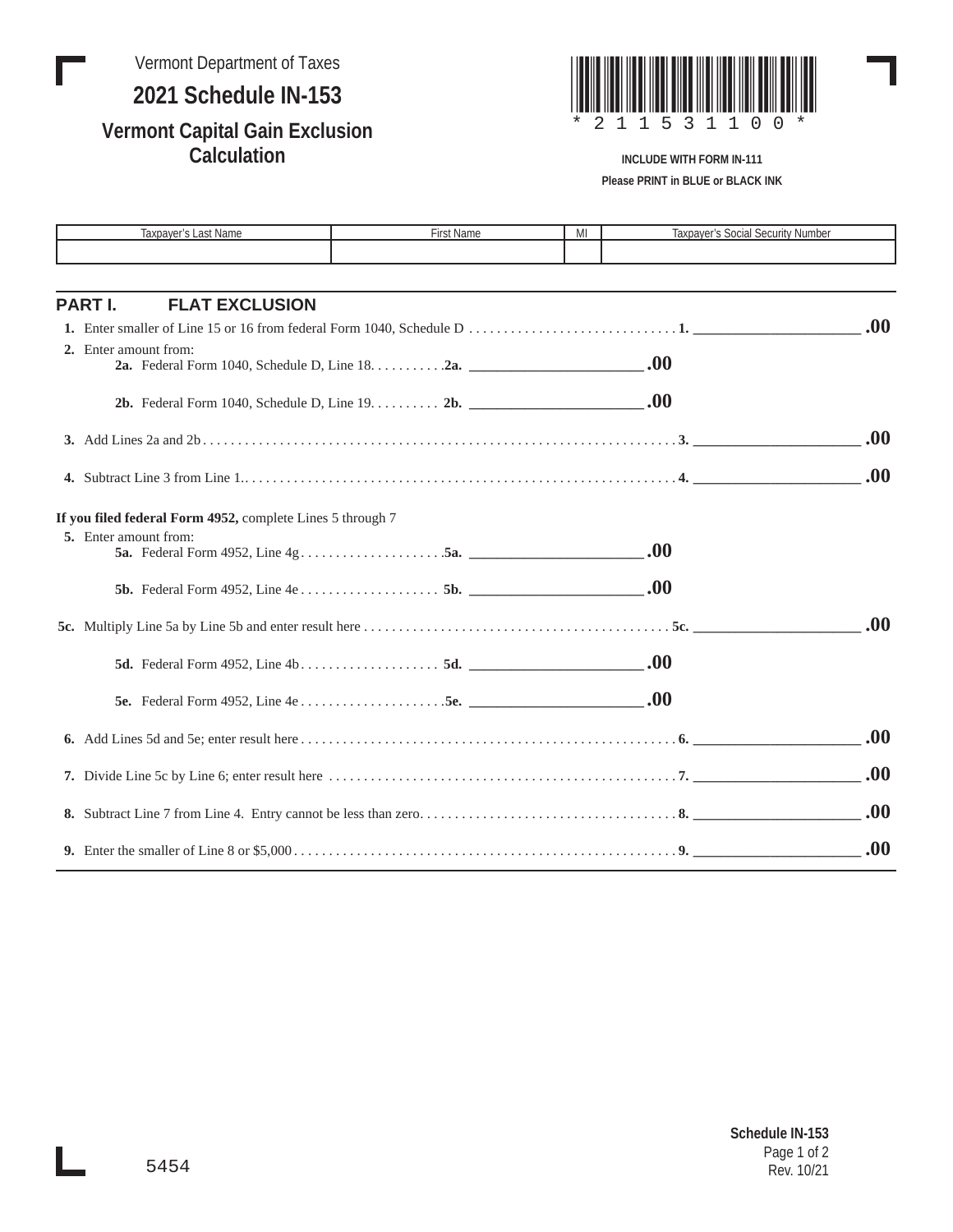Vermont Department of Taxes

# 2021 Schedule IN-153

## Vermont Capital Gain Exclusion Calculation

\* 2 1 1 5 3 1 1 0 0 \*

**INCLUDE WITH FORM IN-111**

**Please PRINT in BLUE or BLACK INK**

| Taxpayer's Last Name | First Name | MI | Taxpayer's Social Security Number |
|---|---|---|---|
| | | | |

## PART I. FLAT EXCLUSION

**1.** Enter smaller of Line 15 or 16 from federal Form 1040, Schedule D . . . . . . . . . . . . . . . . . . . . . . . . . . . . . . **1.** ____________________ **.00**

**2.** Enter amount from:

**2a.** Federal Form 1040, Schedule D, Line 18. . . . . . . . . . .**2a.** ____________________ **.00**

**2b.** Federal Form 1040, Schedule D, Line 19. . . . . . . . . . **2b.** ____________________ **.00**

**3.** Add Lines 2a and 2b . . . . . . . . . . . . . . . . . . . . . . . . . . . . . . . . . . . . . . . . . . . . . . . . . . . . . . . . . . . . . . . . . . . . **3.** ____________________ **.00**

**4.** Subtract Line 3 from Line 1.. . . . . . . . . . . . . . . . . . . . . . . . . . . . . . . . . . . . . . . . . . . . . . . . . . . . . . . . . . . . . . **4.** ____________________ **.00**

**If you filed federal Form 4952,** complete Lines 5 through 7

**5.** Enter amount from:

**5a.** Federal Form 4952, Line 4g . . . . . . . . . . . . . . . . . . . . .**5a.** ____________________ **.00**

**5b.** Federal Form 4952, Line 4e . . . . . . . . . . . . . . . . . . . . **5b.** ____________________ **.00**

**5c.** Multiply Line 5a by Line 5b and enter result here . . . . . . . . . . . . . . . . . . . . . . . . . . . . . . . . . . . . . . . . . . . . **5c.** ____________________ **.00**

**5d.** Federal Form 4952, Line 4b . . . . . . . . . . . . . . . . . . . . **5d.** ____________________ **.00**

**5e.** Federal Form 4952, Line 4e . . . . . . . . . . . . . . . . . . . . .**5e.** ____________________ **.00**

**6.** Add Lines 5d and 5e; enter result here . . . . . . . . . . . . . . . . . . . . . . . . . . . . . . . . . . . . . . . . . . . . . . . . . . . . . **6.** ____________________ **.00**

**7.** Divide Line 5c by Line 6; enter result here . . . . . . . . . . . . . . . . . . . . . . . . . . . . . . . . . . . . . . . . . . . . . . . . . . **7.** ____________________ **.00**

**8.** Subtract Line 7 from Line 4. Entry cannot be less than zero. . . . . . . . . . . . . . . . . . . . . . . . . . . . . . . . . . . . . **8.** ____________________ **.00**

**9.** Enter the smaller of Line 8 or $5,000 . . . . . . . . . . . . . . . . . . . . . . . . . . . . . . . . . . . . . . . . . . . . . . . . . . . . . . **9.** ____________________ **.00**

5454

**Schedule IN-153**
Rev. 10/21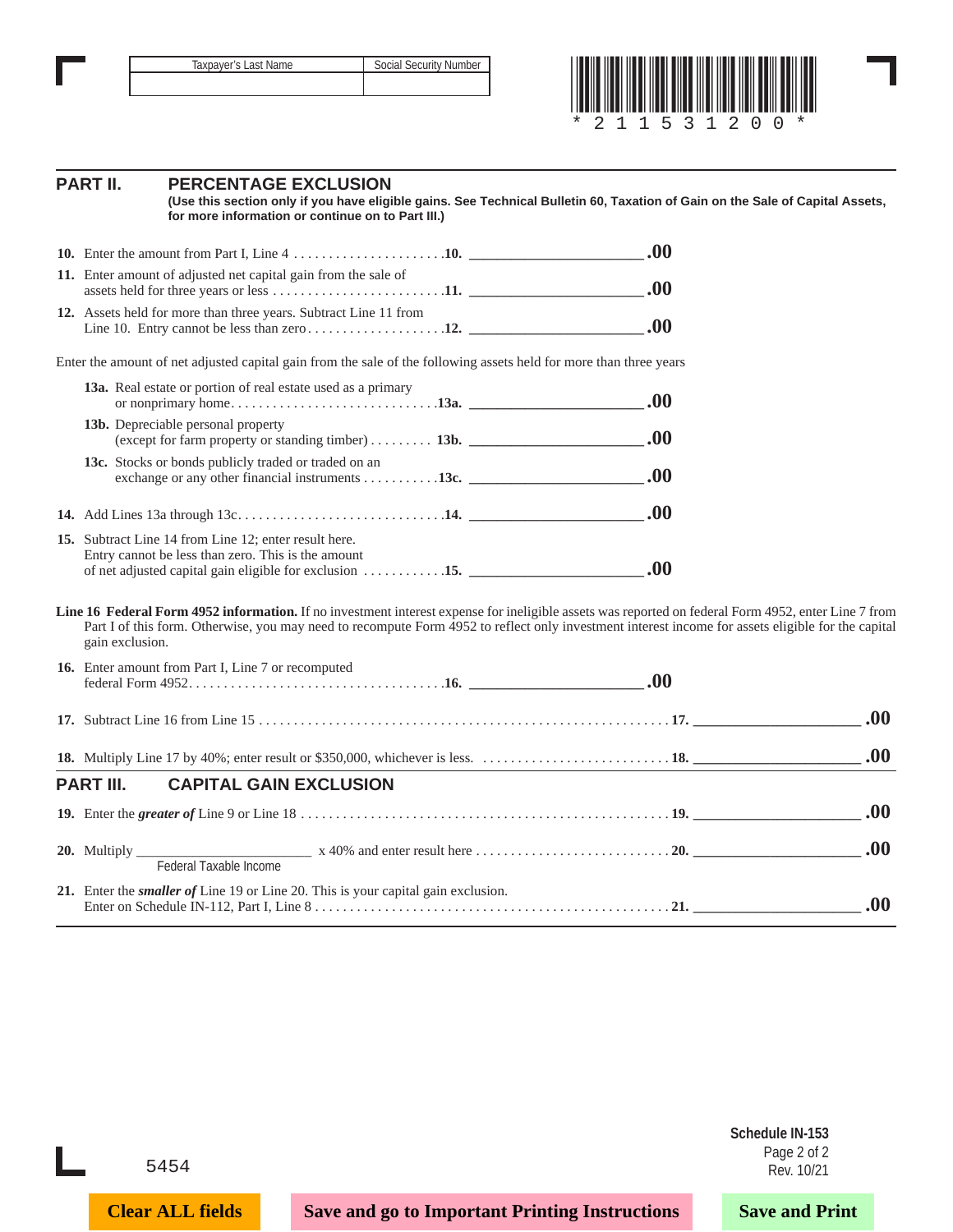| Taxpayer's Last Name | Social Security Number |
|---|---|
| | |

\* 2 1 1 5 3 1 2 0 0 \*

## PART II. PERCENTAGE EXCLUSION

**(Use this section only if you have eligible gains. See Technical Bulletin 60, Taxation of Gain on the Sale of Capital Assets, for more information or continue on to Part III.)**

**10.** Enter the amount from Part I, Line 4 . . . . . . . . . . . . . . . . . . . . . .**10.** ______________________ **.00**

**11.** Enter amount of adjusted net capital gain from the sale of assets held for three years or less . . . . . . . . . . . . . . . . . . . . . . . . .**11.** ______________________ **.00**

**12.** Assets held for more than three years. Subtract Line 11 from Line 10. Entry cannot be less than zero . . . . . . . . . . . . . . . . . . . .**12.** ______________________ **.00**

Enter the amount of net adjusted capital gain from the sale of the following assets held for more than three years

**13a.** Real estate or portion of real estate used as a primary or nonprimary home. . . . . . . . . . . . . . . . . . . . . . . . . . . . . .**13a.** ______________________ **.00**

**13b.** Depreciable personal property (except for farm property or standing timber) . . . . . . . . . **13b.** ______________________ **.00**

**13c.** Stocks or bonds publicly traded or traded on an exchange or any other financial instruments . . . . . . . . . . .**13c.** ______________________ **.00**

**14.** Add Lines 13a through 13c. . . . . . . . . . . . . . . . . . . . . . . . . . . . . .**14.** ______________________ **.00**

**15.** Subtract Line 14 from Line 12; enter result here. Entry cannot be less than zero. This is the amount of net adjusted capital gain eligible for exclusion . . . . . . . . . . . .**15.** ______________________ **.00**

**Line 16 Federal Form 4952 information.** If no investment interest expense for ineligible assets was reported on federal Form 4952, enter Line 7 from Part I of this form. Otherwise, you may need to recompute Form 4952 to reflect only investment interest income for assets eligible for the capital gain exclusion.

**16.** Enter amount from Part I, Line 7 or recomputed federal Form 4952. . . . . . . . . . . . . . . . . . . . . . . . . . . . . . . . . . . . . .**16.** ______________________ **.00**

**17.** Subtract Line 16 from Line 15 . . . . . . . . . . . . . . . . . . . . . . . . . . . . . . . . . . . . . . . . . . . . . . . . . . . . . . . . . .**17.** ______________________ **.00**

**18.** Multiply Line 17 by 40%; enter result or $350,000, whichever is less. . . . . . . . . . . . . . . . . . . . . . . . . . . .**18.** ______________________ **.00**

## PART III. CAPITAL GAIN EXCLUSION

**19.** Enter the ***greater of*** Line 9 or Line 18 . . . . . . . . . . . . . . . . . . . . . . . . . . . . . . . . . . . . . . . . . . . . . . . . . . . .**19.** ______________________ **.00**

**20.** Multiply ______________________ x 40% and enter result here . . . . . . . . . . . . . . . . . . . . . . . . . . . .**20.** ______________________ **.00**
Federal Taxable Income

**21.** Enter the ***smaller of*** Line 19 or Line 20. This is your capital gain exclusion. Enter on Schedule IN-112, Part I, Line 8 . . . . . . . . . . . . . . . . . . . . . . . . . . . . . . . . . . . . . . . . . . . . . . . . . .**21.** ______________________ **.00**

5454

Schedule IN-153
Rev. 10/21

Clear ALL fields | Save and go to Important Printing Instructions | Save and Print